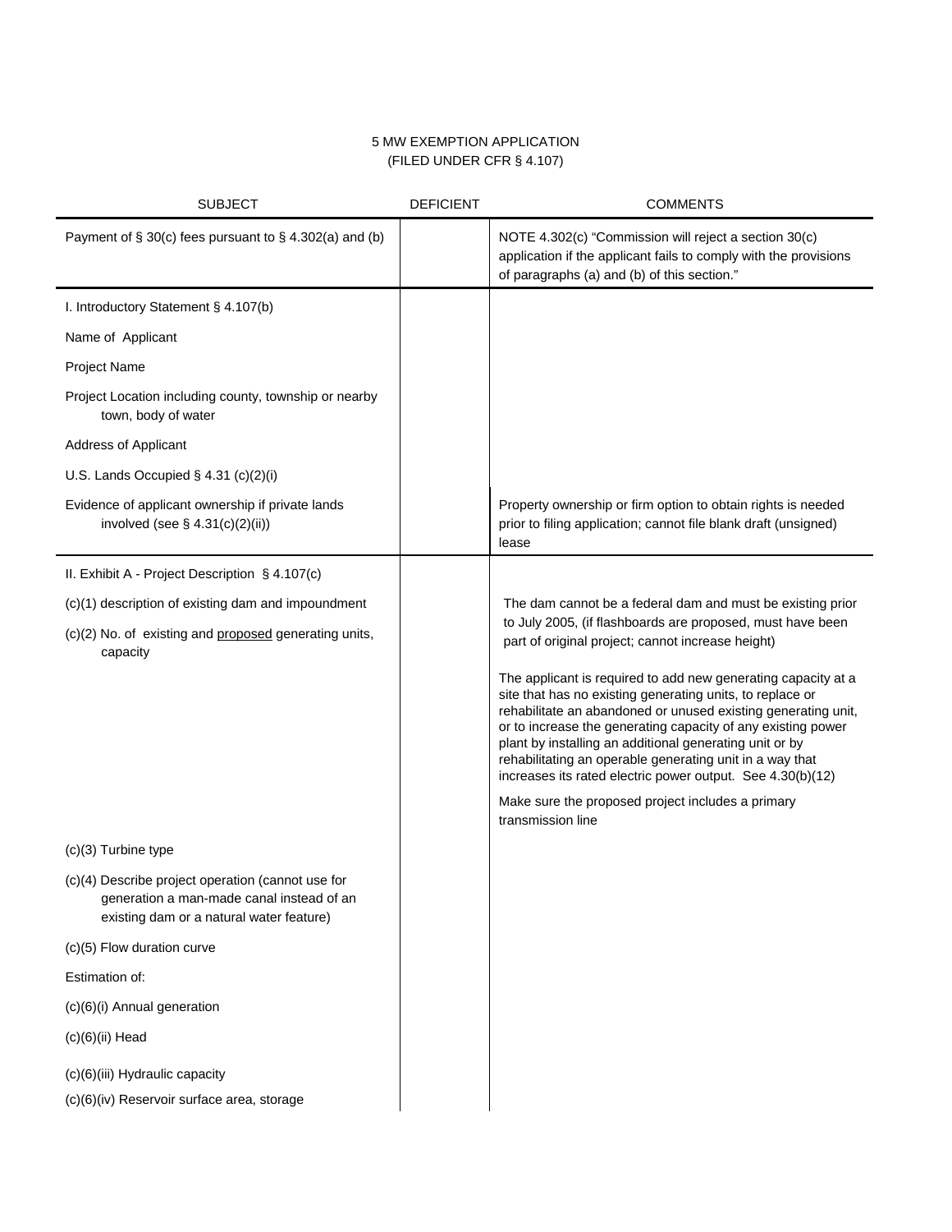# 5 MW EXEMPTION APPLICATION
(FILED UNDER CFR § 4.107)

| SUBJECT | DEFICIENT | COMMENTS |
| --- | --- | --- |
| Payment of § 30(c) fees pursuant to § 4.302(a) and (b) | | NOTE 4.302(c) "Commission will reject a section 30(c) application if the applicant fails to comply with the provisions of paragraphs (a) and (b) of this section." |
| I. Introductory Statement § 4.107(b) | | |
| Name of Applicant | | |
| Project Name | | |
| Project Location including county, township or nearby town, body of water | | |
| Address of Applicant | | |
| U.S. Lands Occupied § 4.31 (c)(2)(i) | | |
| Evidence of applicant ownership if private lands involved (see § 4.31(c)(2)(ii)) | | Property ownership or firm option to obtain rights is needed prior to filing application; cannot file blank draft (unsigned) lease |
| II. Exhibit A - Project Description § 4.107(c) | | |
| (c)(1) description of existing dam and impoundment | | The dam cannot be a federal dam and must be existing prior to July 2005, (if flashboards are proposed, must have been part of original project; cannot increase height) |
| (c)(2) No. of existing and <u>proposed</u> generating units, capacity | | The applicant is required to add new generating capacity at a site that has no existing generating units, to replace or rehabilitate an abandoned or unused existing generating unit, or to increase the generating capacity of any existing power plant by installing an additional generating unit or by rehabilitating an operable generating unit in a way that increases its rated electric power output. See 4.30(b)(12)<br>Make sure the proposed project includes a primary transmission line |
| (c)(3) Turbine type | | |
| (c)(4) Describe project operation (cannot use for generation a man-made canal instead of an existing dam or a natural water feature) | | |
| (c)(5) Flow duration curve | | |
| Estimation of: | | |
| (c)(6)(i) Annual generation | | |
| (c)(6)(ii) Head | | |
| (c)(6)(iii) Hydraulic capacity | | |
| (c)(6)(iv) Reservoir surface area, storage | | |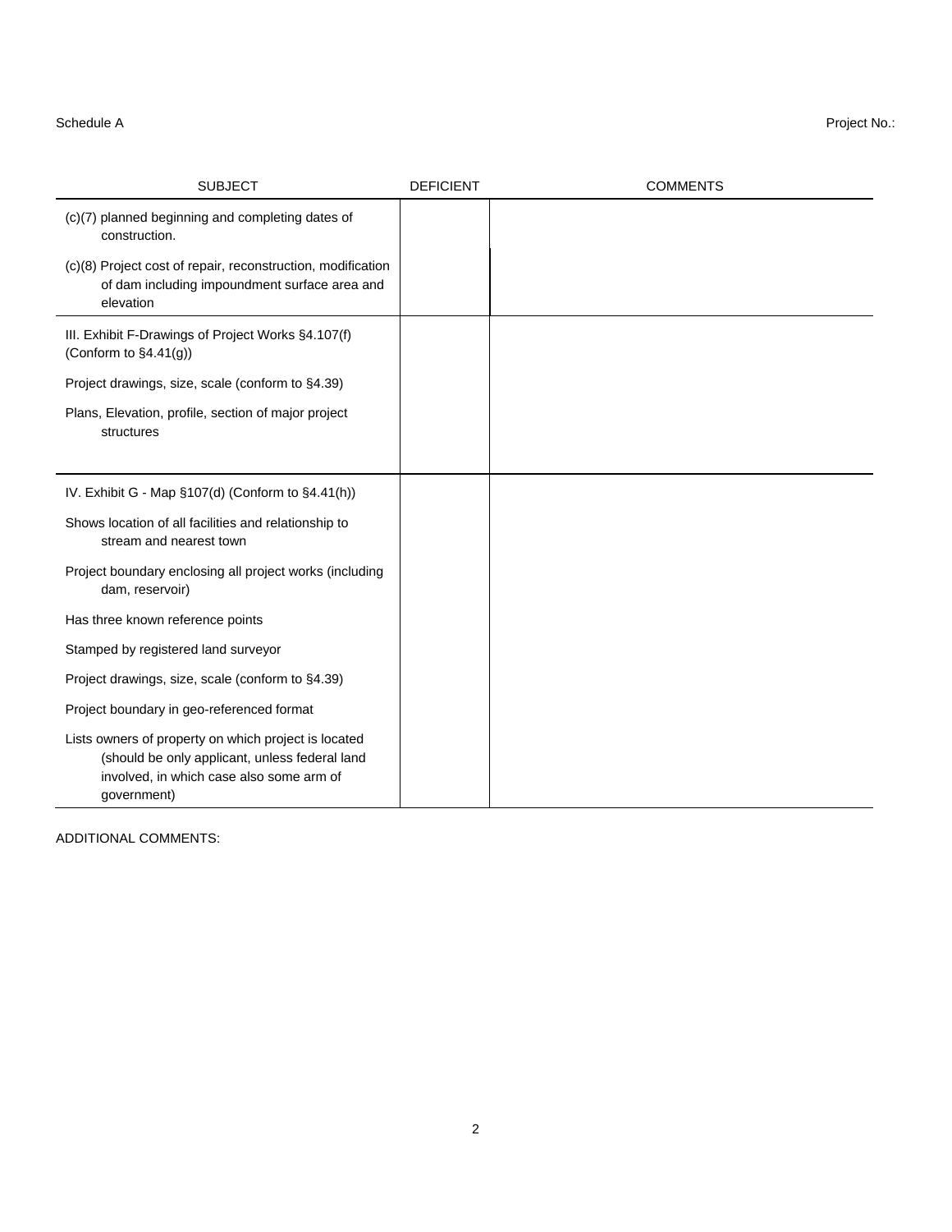Schedule A

Project No.:

| SUBJECT | DEFICIENT | COMMENTS |
|---|---|---|
| (c)(7) planned beginning and completing dates of construction. | | |
| (c)(8) Project cost of repair, reconstruction, modification of dam including impoundment surface area and elevation | | |
| III. Exhibit F-Drawings of Project Works §4.107(f) (Conform to §4.41(g)) | | |
| Project drawings, size, scale (conform to §4.39) | | |
| Plans, Elevation, profile, section of major project structures | | |
| IV. Exhibit G - Map §107(d) (Conform to §4.41(h)) | | |
| Shows location of all facilities and relationship to stream and nearest town | | |
| Project boundary enclosing all project works (including dam, reservoir) | | |
| Has three known reference points | | |
| Stamped by registered land surveyor | | |
| Project drawings, size, scale (conform to §4.39) | | |
| Project boundary in geo-referenced format | | |
| Lists owners of property on which project is located (should be only applicant, unless federal land involved, in which case also some arm of government) | | |

ADDITIONAL COMMENTS: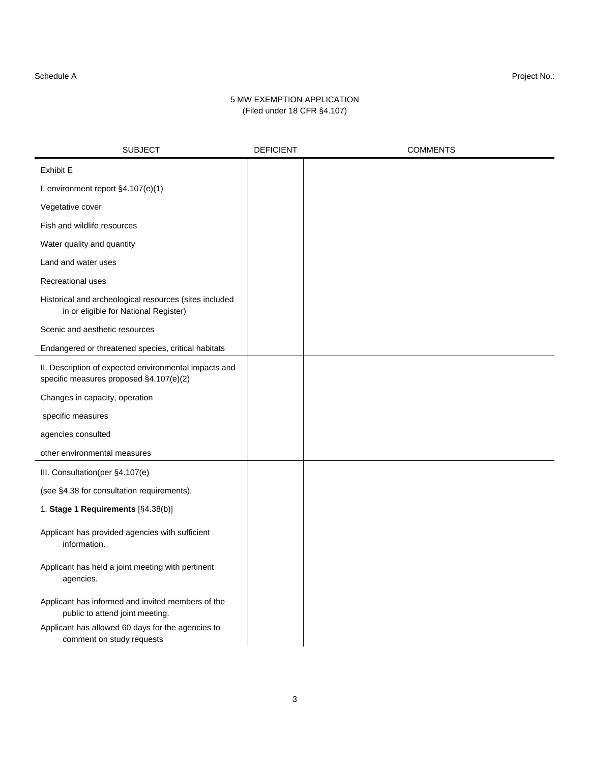Schedule A

Project No.:

5 MW EXEMPTION APPLICATION
(Filed under 18 CFR §4.107)

| SUBJECT | DEFICIENT | COMMENTS |
|---|---|---|
| Exhibit E | | |
| I. environment report §4.107(e)(1) | | |
| Vegetative cover | | |
| Fish and wildlife resources | | |
| Water quality and quantity | | |
| Land and water uses | | |
| Recreational uses | | |
| Historical and archeological resources (sites included in or eligible for National Register) | | |
| Scenic and aesthetic resources | | |
| Endangered or threatened species, critical habitats | | |
| II. Description of expected environmental impacts and specific measures proposed §4.107(e)(2) | | |
| Changes in capacity, operation | | |
| specific measures | | |
| agencies consulted | | |
| other environmental measures | | |
| III. Consultation(per §4.107(e) | | |
| (see §4.38 for consultation requirements). | | |
| 1. **Stage 1 Requirements** [§4.38(b)] | | |
| Applicant has provided agencies with sufficient information. | | |
| Applicant has held a joint meeting with pertinent agencies. | | |
| Applicant has informed and invited members of the public to attend joint meeting. | | |
| Applicant has allowed 60 days for the agencies to comment on study requests | | |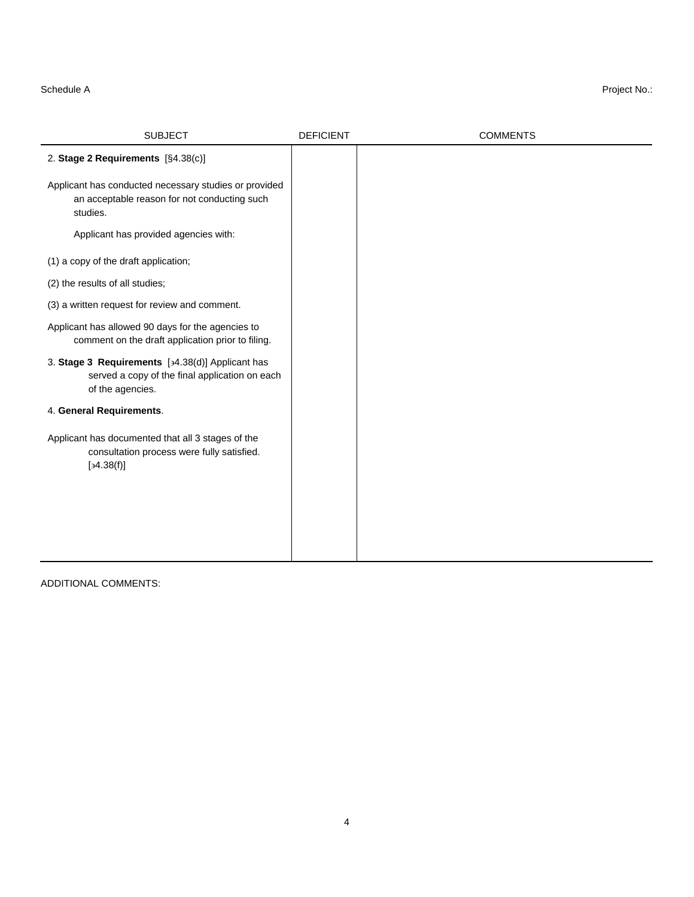Schedule A

Project No.:

| SUBJECT | DEFICIENT | COMMENTS |
| --- | --- | --- |
| 2. **Stage 2 Requirements** [§4.38(c)] | | |
| Applicant has conducted necessary studies or provided an acceptable reason for not conducting such studies. | | |
| Applicant has provided agencies with: | | |
| (1) a copy of the draft application; | | |
| (2) the results of all studies; | | |
| (3) a written request for review and comment. | | |
| Applicant has allowed 90 days for the agencies to comment on the draft application prior to filing. | | |
| 3. **Stage 3 Requirements** [϶4.38(d)] Applicant has served a copy of the final application on each of the agencies. | | |
| 4. **General Requirements**. | | |
| Applicant has documented that all 3 stages of the consultation process were fully satisfied. [϶4.38(f)] | | |

ADDITIONAL COMMENTS: